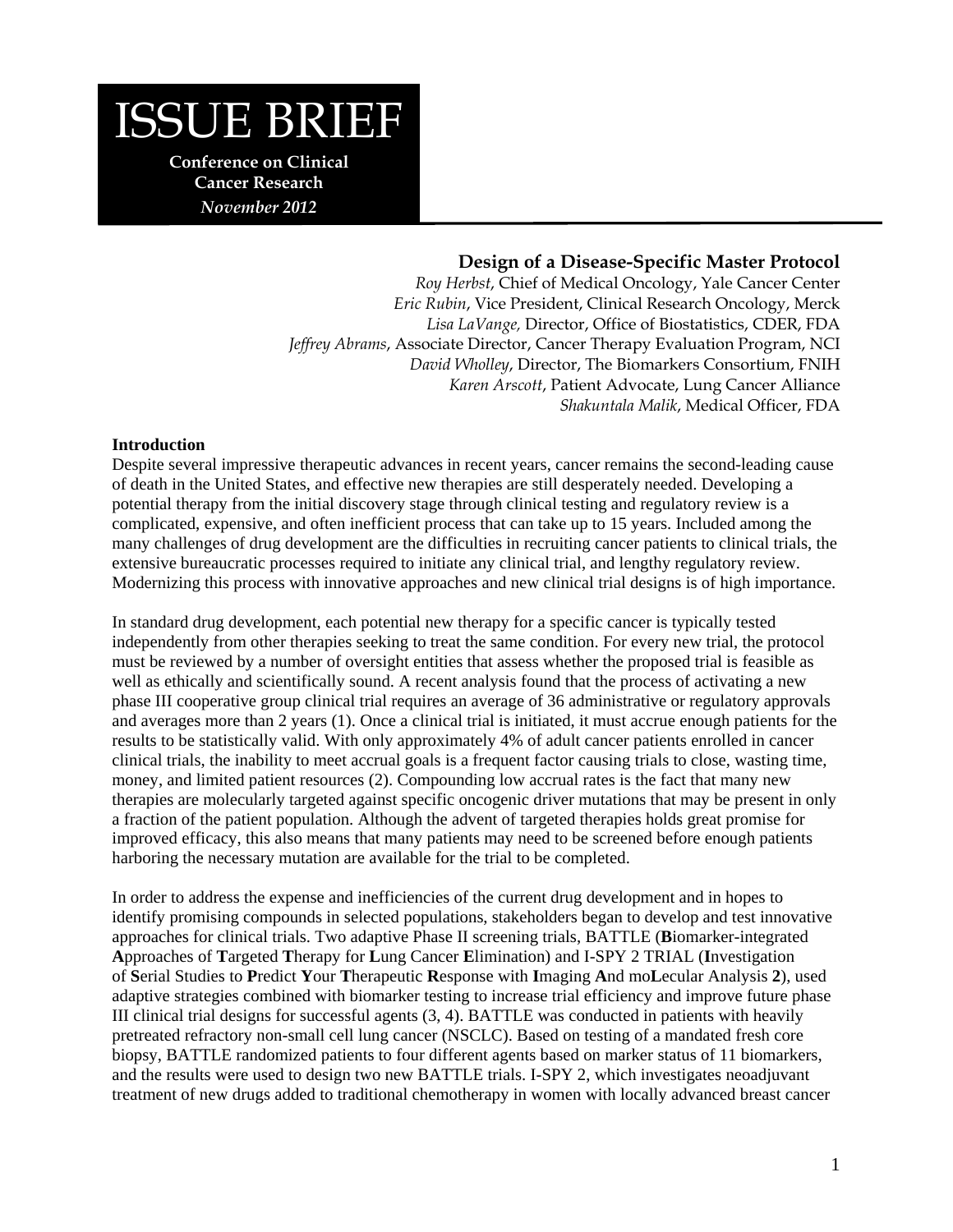# ISSUE BRIEF

**Conference on Clinical Cancer Research**

*November 2012*

## Design of a Disease-Specific Master Protocol

*Roy Herbst*, Chief of Medical Oncology, Yale Cancer Center
*Eric Rubin*, Vice President, Clinical Research Oncology, Merck
*Lisa LaVange,* Director, Office of Biostatistics, CDER, FDA
*Jeffrey Abrams*, Associate Director, Cancer Therapy Evaluation Program, NCI
*David Wholley*, Director, The Biomarkers Consortium, FNIH
*Karen Arscott*, Patient Advocate, Lung Cancer Alliance
*Shakuntala Malik*, Medical Officer, FDA

**Introduction**

Despite several impressive therapeutic advances in recent years, cancer remains the second-leading cause of death in the United States, and effective new therapies are still desperately needed. Developing a potential therapy from the initial discovery stage through clinical testing and regulatory review is a complicated, expensive, and often inefficient process that can take up to 15 years. Included among the many challenges of drug development are the difficulties in recruiting cancer patients to clinical trials, the extensive bureaucratic processes required to initiate any clinical trial, and lengthy regulatory review. Modernizing this process with innovative approaches and new clinical trial designs is of high importance.

In standard drug development, each potential new therapy for a specific cancer is typically tested independently from other therapies seeking to treat the same condition. For every new trial, the protocol must be reviewed by a number of oversight entities that assess whether the proposed trial is feasible as well as ethically and scientifically sound. A recent analysis found that the process of activating a new phase III cooperative group clinical trial requires an average of 36 administrative or regulatory approvals and averages more than 2 years (1). Once a clinical trial is initiated, it must accrue enough patients for the results to be statistically valid. With only approximately 4% of adult cancer patients enrolled in cancer clinical trials, the inability to meet accrual goals is a frequent factor causing trials to close, wasting time, money, and limited patient resources (2). Compounding low accrual rates is the fact that many new therapies are molecularly targeted against specific oncogenic driver mutations that may be present in only a fraction of the patient population. Although the advent of targeted therapies holds great promise for improved efficacy, this also means that many patients may need to be screened before enough patients harboring the necessary mutation are available for the trial to be completed.

In order to address the expense and inefficiencies of the current drug development and in hopes to identify promising compounds in selected populations, stakeholders began to develop and test innovative approaches for clinical trials. Two adaptive Phase II screening trials, BATTLE (**B**iomarker-integrated **A**pproaches of **T**argeted **T**herapy for **L**ung Cancer **E**limination) and I-SPY 2 TRIAL (**I**nvestigation of **S**erial Studies to **P**redict **Y**our **T**herapeutic **R**esponse with **I**maging **A**nd mo**L**ecular Analysis **2**), used adaptive strategies combined with biomarker testing to increase trial efficiency and improve future phase III clinical trial designs for successful agents (3, 4). BATTLE was conducted in patients with heavily pretreated refractory non-small cell lung cancer (NSCLC). Based on testing of a mandated fresh core biopsy, BATTLE randomized patients to four different agents based on marker status of 11 biomarkers, and the results were used to design two new BATTLE trials. I-SPY 2, which investigates neoadjuvant treatment of new drugs added to traditional chemotherapy in women with locally advanced breast cancer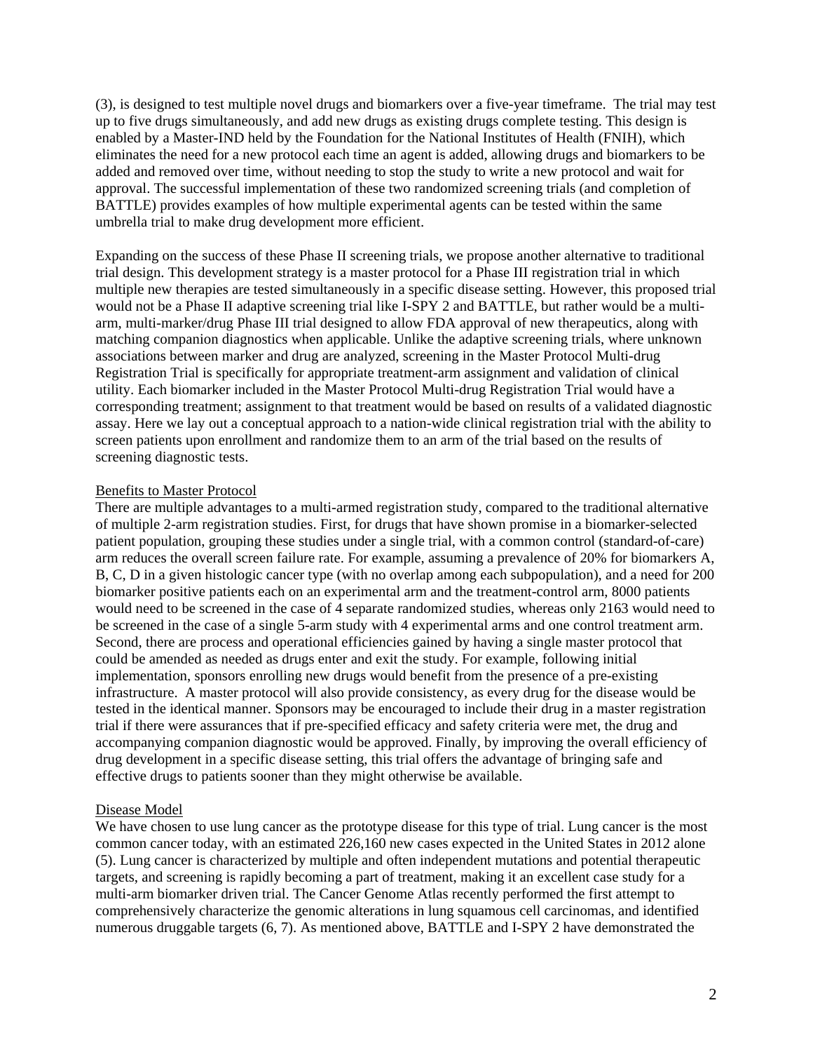(3), is designed to test multiple novel drugs and biomarkers over a five-year timeframe. The trial may test up to five drugs simultaneously, and add new drugs as existing drugs complete testing. This design is enabled by a Master-IND held by the Foundation for the National Institutes of Health (FNIH), which eliminates the need for a new protocol each time an agent is added, allowing drugs and biomarkers to be added and removed over time, without needing to stop the study to write a new protocol and wait for approval. The successful implementation of these two randomized screening trials (and completion of BATTLE) provides examples of how multiple experimental agents can be tested within the same umbrella trial to make drug development more efficient.

Expanding on the success of these Phase II screening trials, we propose another alternative to traditional trial design. This development strategy is a master protocol for a Phase III registration trial in which multiple new therapies are tested simultaneously in a specific disease setting. However, this proposed trial would not be a Phase II adaptive screening trial like I-SPY 2 and BATTLE, but rather would be a multi-arm, multi-marker/drug Phase III trial designed to allow FDA approval of new therapeutics, along with matching companion diagnostics when applicable. Unlike the adaptive screening trials, where unknown associations between marker and drug are analyzed, screening in the Master Protocol Multi-drug Registration Trial is specifically for appropriate treatment-arm assignment and validation of clinical utility. Each biomarker included in the Master Protocol Multi-drug Registration Trial would have a corresponding treatment; assignment to that treatment would be based on results of a validated diagnostic assay. Here we lay out a conceptual approach to a nation-wide clinical registration trial with the ability to screen patients upon enrollment and randomize them to an arm of the trial based on the results of screening diagnostic tests.

## Benefits to Master Protocol

There are multiple advantages to a multi-armed registration study, compared to the traditional alternative of multiple 2-arm registration studies. First, for drugs that have shown promise in a biomarker-selected patient population, grouping these studies under a single trial, with a common control (standard-of-care) arm reduces the overall screen failure rate. For example, assuming a prevalence of 20% for biomarkers A, B, C, D in a given histologic cancer type (with no overlap among each subpopulation), and a need for 200 biomarker positive patients each on an experimental arm and the treatment-control arm, 8000 patients would need to be screened in the case of 4 separate randomized studies, whereas only 2163 would need to be screened in the case of a single 5-arm study with 4 experimental arms and one control treatment arm. Second, there are process and operational efficiencies gained by having a single master protocol that could be amended as needed as drugs enter and exit the study. For example, following initial implementation, sponsors enrolling new drugs would benefit from the presence of a pre-existing infrastructure. A master protocol will also provide consistency, as every drug for the disease would be tested in the identical manner. Sponsors may be encouraged to include their drug in a master registration trial if there were assurances that if pre-specified efficacy and safety criteria were met, the drug and accompanying companion diagnostic would be approved. Finally, by improving the overall efficiency of drug development in a specific disease setting, this trial offers the advantage of bringing safe and effective drugs to patients sooner than they might otherwise be available.

## Disease Model

We have chosen to use lung cancer as the prototype disease for this type of trial. Lung cancer is the most common cancer today, with an estimated 226,160 new cases expected in the United States in 2012 alone (5). Lung cancer is characterized by multiple and often independent mutations and potential therapeutic targets, and screening is rapidly becoming a part of treatment, making it an excellent case study for a multi-arm biomarker driven trial. The Cancer Genome Atlas recently performed the first attempt to comprehensively characterize the genomic alterations in lung squamous cell carcinomas, and identified numerous druggable targets (6, 7). As mentioned above, BATTLE and I-SPY 2 have demonstrated the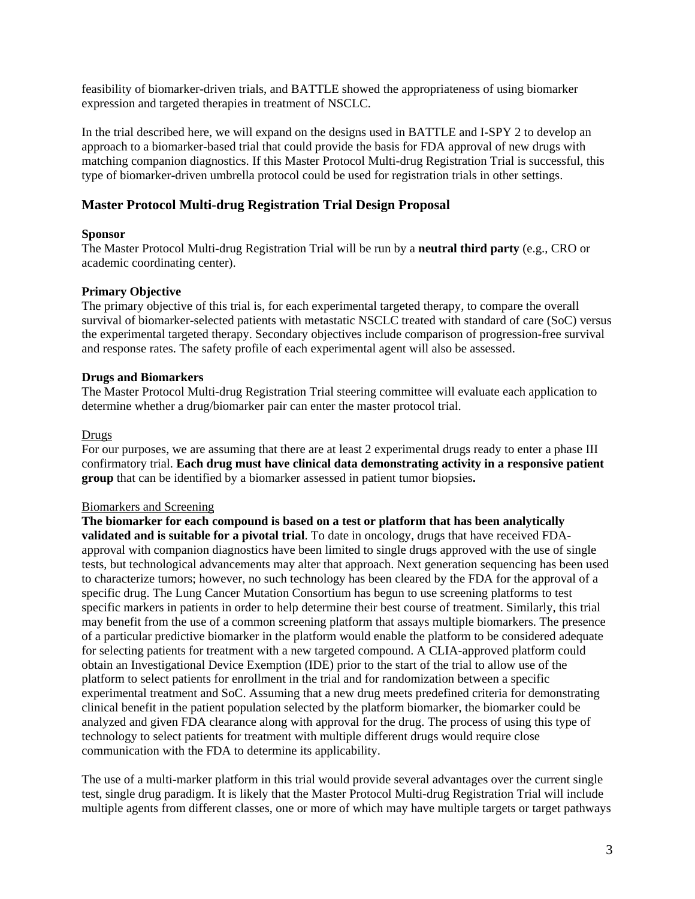feasibility of biomarker-driven trials, and BATTLE showed the appropriateness of using biomarker expression and targeted therapies in treatment of NSCLC.

In the trial described here, we will expand on the designs used in BATTLE and I-SPY 2 to develop an approach to a biomarker-based trial that could provide the basis for FDA approval of new drugs with matching companion diagnostics. If this Master Protocol Multi-drug Registration Trial is successful, this type of biomarker-driven umbrella protocol could be used for registration trials in other settings.

## Master Protocol Multi-drug Registration Trial Design Proposal

**Sponsor**

The Master Protocol Multi-drug Registration Trial will be run by a **neutral third party** (e.g., CRO or academic coordinating center).

**Primary Objective**

The primary objective of this trial is, for each experimental targeted therapy, to compare the overall survival of biomarker-selected patients with metastatic NSCLC treated with standard of care (SoC) versus the experimental targeted therapy. Secondary objectives include comparison of progression-free survival and response rates. The safety profile of each experimental agent will also be assessed.

**Drugs and Biomarkers**

The Master Protocol Multi-drug Registration Trial steering committee will evaluate each application to determine whether a drug/biomarker pair can enter the master protocol trial.

Drugs

For our purposes, we are assuming that there are at least 2 experimental drugs ready to enter a phase III confirmatory trial. **Each drug must have clinical data demonstrating activity in a responsive patient group** that can be identified by a biomarker assessed in patient tumor biopsies**.**

Biomarkers and Screening

**The biomarker for each compound is based on a test or platform that has been analytically validated and is suitable for a pivotal trial**. To date in oncology, drugs that have received FDA-approval with companion diagnostics have been limited to single drugs approved with the use of single tests, but technological advancements may alter that approach. Next generation sequencing has been used to characterize tumors; however, no such technology has been cleared by the FDA for the approval of a specific drug. The Lung Cancer Mutation Consortium has begun to use screening platforms to test specific markers in patients in order to help determine their best course of treatment. Similarly, this trial may benefit from the use of a common screening platform that assays multiple biomarkers. The presence of a particular predictive biomarker in the platform would enable the platform to be considered adequate for selecting patients for treatment with a new targeted compound. A CLIA-approved platform could obtain an Investigational Device Exemption (IDE) prior to the start of the trial to allow use of the platform to select patients for enrollment in the trial and for randomization between a specific experimental treatment and SoC. Assuming that a new drug meets predefined criteria for demonstrating clinical benefit in the patient population selected by the platform biomarker, the biomarker could be analyzed and given FDA clearance along with approval for the drug. The process of using this type of technology to select patients for treatment with multiple different drugs would require close communication with the FDA to determine its applicability.

The use of a multi-marker platform in this trial would provide several advantages over the current single test, single drug paradigm. It is likely that the Master Protocol Multi-drug Registration Trial will include multiple agents from different classes, one or more of which may have multiple targets or target pathways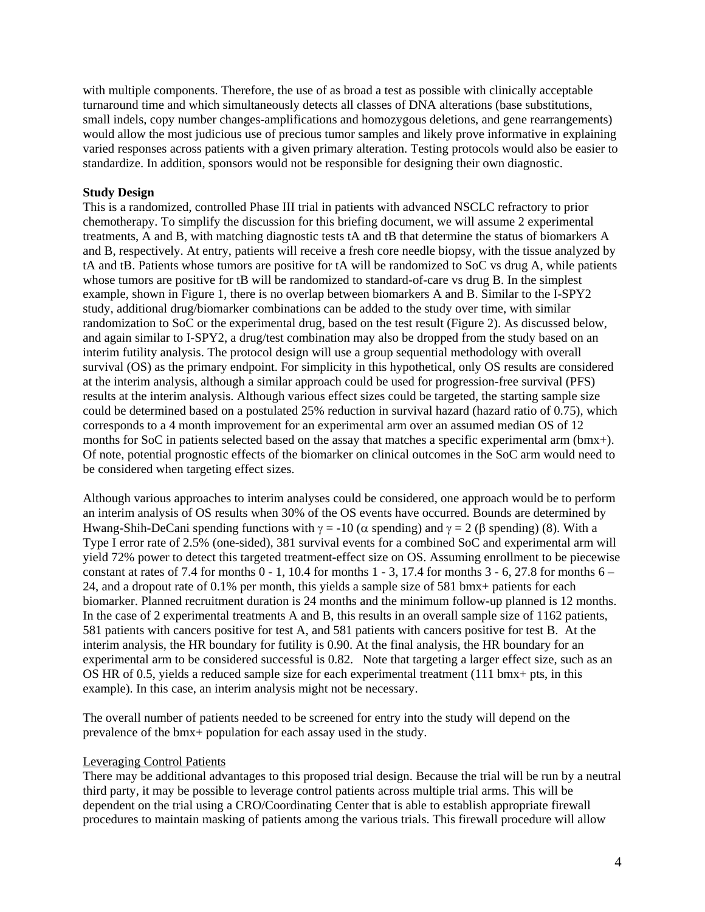with multiple components. Therefore, the use of as broad a test as possible with clinically acceptable turnaround time and which simultaneously detects all classes of DNA alterations (base substitutions, small indels, copy number changes-amplifications and homozygous deletions, and gene rearrangements) would allow the most judicious use of precious tumor samples and likely prove informative in explaining varied responses across patients with a given primary alteration. Testing protocols would also be easier to standardize. In addition, sponsors would not be responsible for designing their own diagnostic.

**Study Design**

This is a randomized, controlled Phase III trial in patients with advanced NSCLC refractory to prior chemotherapy. To simplify the discussion for this briefing document, we will assume 2 experimental treatments, A and B, with matching diagnostic tests tA and tB that determine the status of biomarkers A and B, respectively. At entry, patients will receive a fresh core needle biopsy, with the tissue analyzed by tA and tB. Patients whose tumors are positive for tA will be randomized to SoC vs drug A, while patients whose tumors are positive for tB will be randomized to standard-of-care vs drug B. In the simplest example, shown in Figure 1, there is no overlap between biomarkers A and B. Similar to the I-SPY2 study, additional drug/biomarker combinations can be added to the study over time, with similar randomization to SoC or the experimental drug, based on the test result (Figure 2). As discussed below, and again similar to I-SPY2, a drug/test combination may also be dropped from the study based on an interim futility analysis. The protocol design will use a group sequential methodology with overall survival (OS) as the primary endpoint. For simplicity in this hypothetical, only OS results are considered at the interim analysis, although a similar approach could be used for progression-free survival (PFS) results at the interim analysis. Although various effect sizes could be targeted, the starting sample size could be determined based on a postulated 25% reduction in survival hazard (hazard ratio of 0.75), which corresponds to a 4 month improvement for an experimental arm over an assumed median OS of 12 months for SoC in patients selected based on the assay that matches a specific experimental arm (bmx+). Of note, potential prognostic effects of the biomarker on clinical outcomes in the SoC arm would need to be considered when targeting effect sizes.

Although various approaches to interim analyses could be considered, one approach would be to perform an interim analysis of OS results when 30% of the OS events have occurred. Bounds are determined by Hwang-Shih-DeCani spending functions with $\gamma = -10$ ($\alpha$ spending) and $\gamma = 2$ ($\beta$ spending) (8). With a Type I error rate of 2.5% (one-sided), 381 survival events for a combined SoC and experimental arm will yield 72% power to detect this targeted treatment-effect size on OS. Assuming enrollment to be piecewise constant at rates of 7.4 for months 0 - 1, 10.4 for months 1 - 3, 17.4 for months 3 - 6, 27.8 for months 6 – 24, and a dropout rate of 0.1% per month, this yields a sample size of 581 bmx+ patients for each biomarker. Planned recruitment duration is 24 months and the minimum follow-up planned is 12 months. In the case of 2 experimental treatments A and B, this results in an overall sample size of 1162 patients, 581 patients with cancers positive for test A, and 581 patients with cancers positive for test B. At the interim analysis, the HR boundary for futility is 0.90. At the final analysis, the HR boundary for an experimental arm to be considered successful is 0.82. Note that targeting a larger effect size, such as an OS HR of 0.5, yields a reduced sample size for each experimental treatment (111 bmx+ pts, in this example). In this case, an interim analysis might not be necessary.

The overall number of patients needed to be screened for entry into the study will depend on the prevalence of the bmx+ population for each assay used in the study.

Leveraging Control Patients

There may be additional advantages to this proposed trial design. Because the trial will be run by a neutral third party, it may be possible to leverage control patients across multiple trial arms. This will be dependent on the trial using a CRO/Coordinating Center that is able to establish appropriate firewall procedures to maintain masking of patients among the various trials. This firewall procedure will allow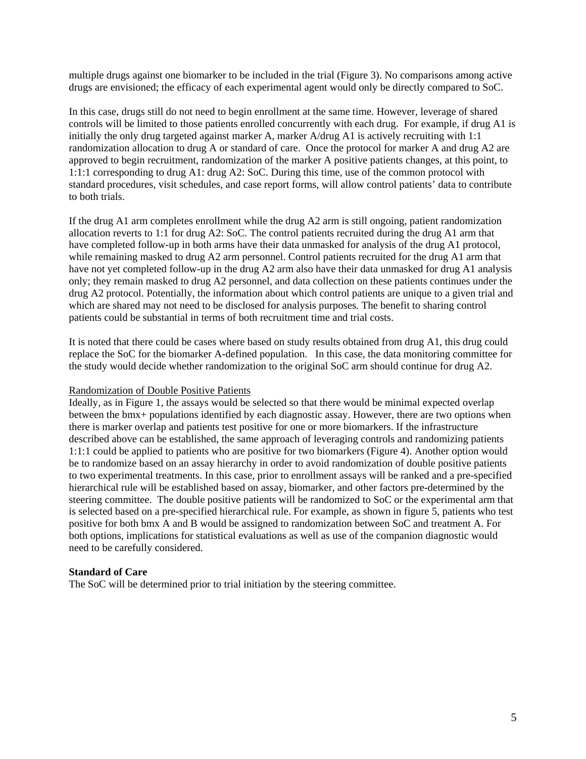multiple drugs against one biomarker to be included in the trial (Figure 3). No comparisons among active drugs are envisioned; the efficacy of each experimental agent would only be directly compared to SoC.

In this case, drugs still do not need to begin enrollment at the same time. However, leverage of shared controls will be limited to those patients enrolled concurrently with each drug. For example, if drug A1 is initially the only drug targeted against marker A, marker A/drug A1 is actively recruiting with 1:1 randomization allocation to drug A or standard of care. Once the protocol for marker A and drug A2 are approved to begin recruitment, randomization of the marker A positive patients changes, at this point, to 1:1:1 corresponding to drug A1: drug A2: SoC. During this time, use of the common protocol with standard procedures, visit schedules, and case report forms, will allow control patients' data to contribute to both trials.

If the drug A1 arm completes enrollment while the drug A2 arm is still ongoing, patient randomization allocation reverts to 1:1 for drug A2: SoC. The control patients recruited during the drug A1 arm that have completed follow-up in both arms have their data unmasked for analysis of the drug A1 protocol, while remaining masked to drug A2 arm personnel. Control patients recruited for the drug A1 arm that have not yet completed follow-up in the drug A2 arm also have their data unmasked for drug A1 analysis only; they remain masked to drug A2 personnel, and data collection on these patients continues under the drug A2 protocol. Potentially, the information about which control patients are unique to a given trial and which are shared may not need to be disclosed for analysis purposes. The benefit to sharing control patients could be substantial in terms of both recruitment time and trial costs.

It is noted that there could be cases where based on study results obtained from drug A1, this drug could replace the SoC for the biomarker A-defined population. In this case, the data monitoring committee for the study would decide whether randomization to the original SoC arm should continue for drug A2.

Randomization of Double Positive Patients

Ideally, as in Figure 1, the assays would be selected so that there would be minimal expected overlap between the bmx+ populations identified by each diagnostic assay. However, there are two options when there is marker overlap and patients test positive for one or more biomarkers. If the infrastructure described above can be established, the same approach of leveraging controls and randomizing patients 1:1:1 could be applied to patients who are positive for two biomarkers (Figure 4). Another option would be to randomize based on an assay hierarchy in order to avoid randomization of double positive patients to two experimental treatments. In this case, prior to enrollment assays will be ranked and a pre-specified hierarchical rule will be established based on assay, biomarker, and other factors pre-determined by the steering committee. The double positive patients will be randomized to SoC or the experimental arm that is selected based on a pre-specified hierarchical rule. For example, as shown in figure 5, patients who test positive for both bmx A and B would be assigned to randomization between SoC and treatment A. For both options, implications for statistical evaluations as well as use of the companion diagnostic would need to be carefully considered.

**Standard of Care**

The SoC will be determined prior to trial initiation by the steering committee.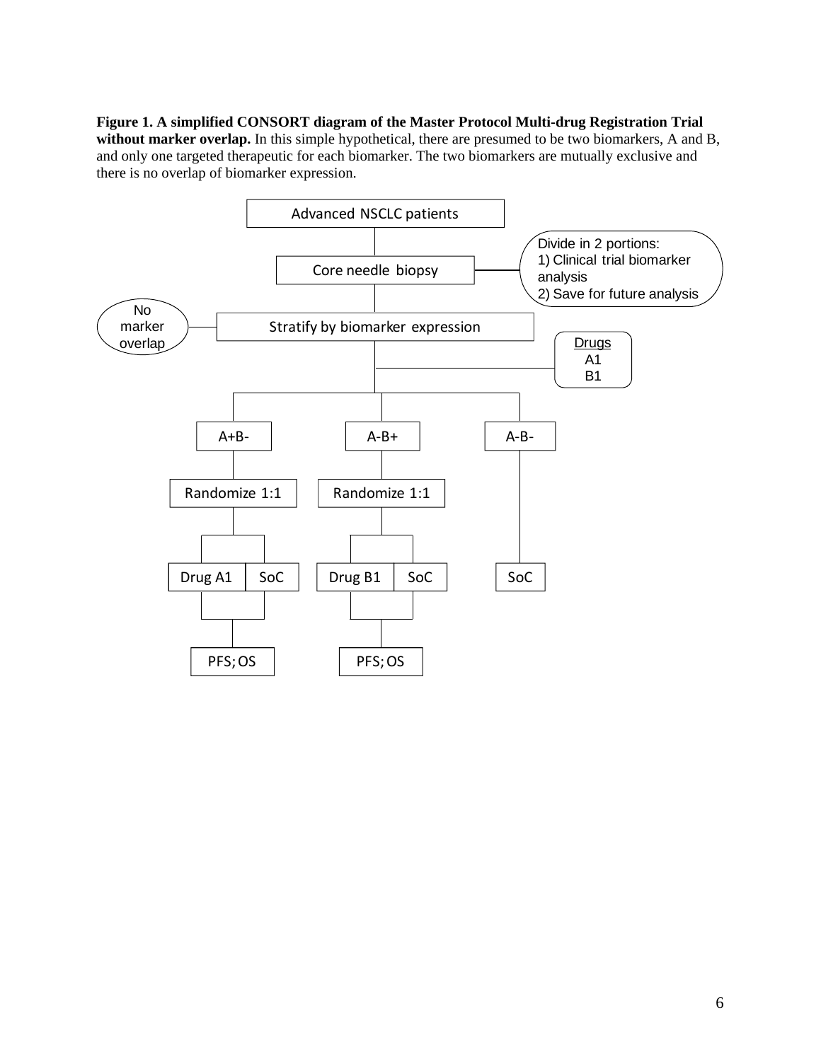**Figure 1. A simplified CONSORT diagram of the Master Protocol Multi-drug Registration Trial without marker overlap.** In this simple hypothetical, there are presumed to be two biomarkers, A and B, and only one targeted therapeutic for each biomarker. The two biomarkers are mutually exclusive and there is no overlap of biomarker expression.

Advanced NSCLC patients

Core needle biopsy

Divide in 2 portions:
1) Clinical trial biomarker analysis
2) Save for future analysis

No marker overlap

Stratify by biomarker expression

Drugs
A1
B1

A+B-

Randomize 1:1

Drug A1 | SoC

PFS; OS

A-B+

Randomize 1:1

Drug B1 | SoC

PFS; OS

A-B-

SoC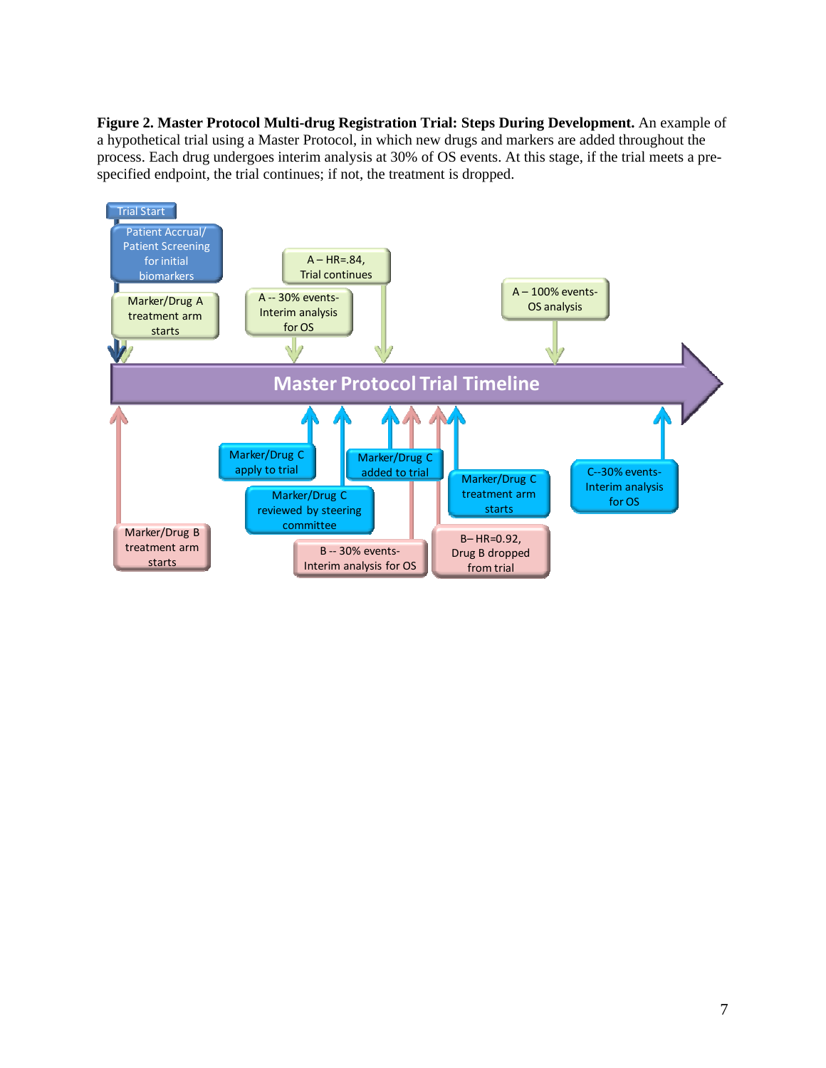**Figure 2. Master Protocol Multi-drug Registration Trial: Steps During Development.** An example of a hypothetical trial using a Master Protocol, in which new drugs and markers are added throughout the process. Each drug undergoes interim analysis at 30% of OS events. At this stage, if the trial meets a pre-specified endpoint, the trial continues; if not, the treatment is dropped.

Trial Start

Patient Accrual/ Patient Screening for initial biomarkers

Marker/Drug A treatment arm starts

A -- 30% events- Interim analysis for OS

A – HR=.84, Trial continues

A – 100% events- OS analysis

**Master Protocol Trial Timeline**

Marker/Drug B treatment arm starts

Marker/Drug C apply to trial

Marker/Drug C reviewed by steering committee

Marker/Drug C added to trial

B -- 30% events- Interim analysis for OS

B– HR=0.92, Drug B dropped from trial

Marker/Drug C treatment arm starts

C--30% events- Interim analysis for OS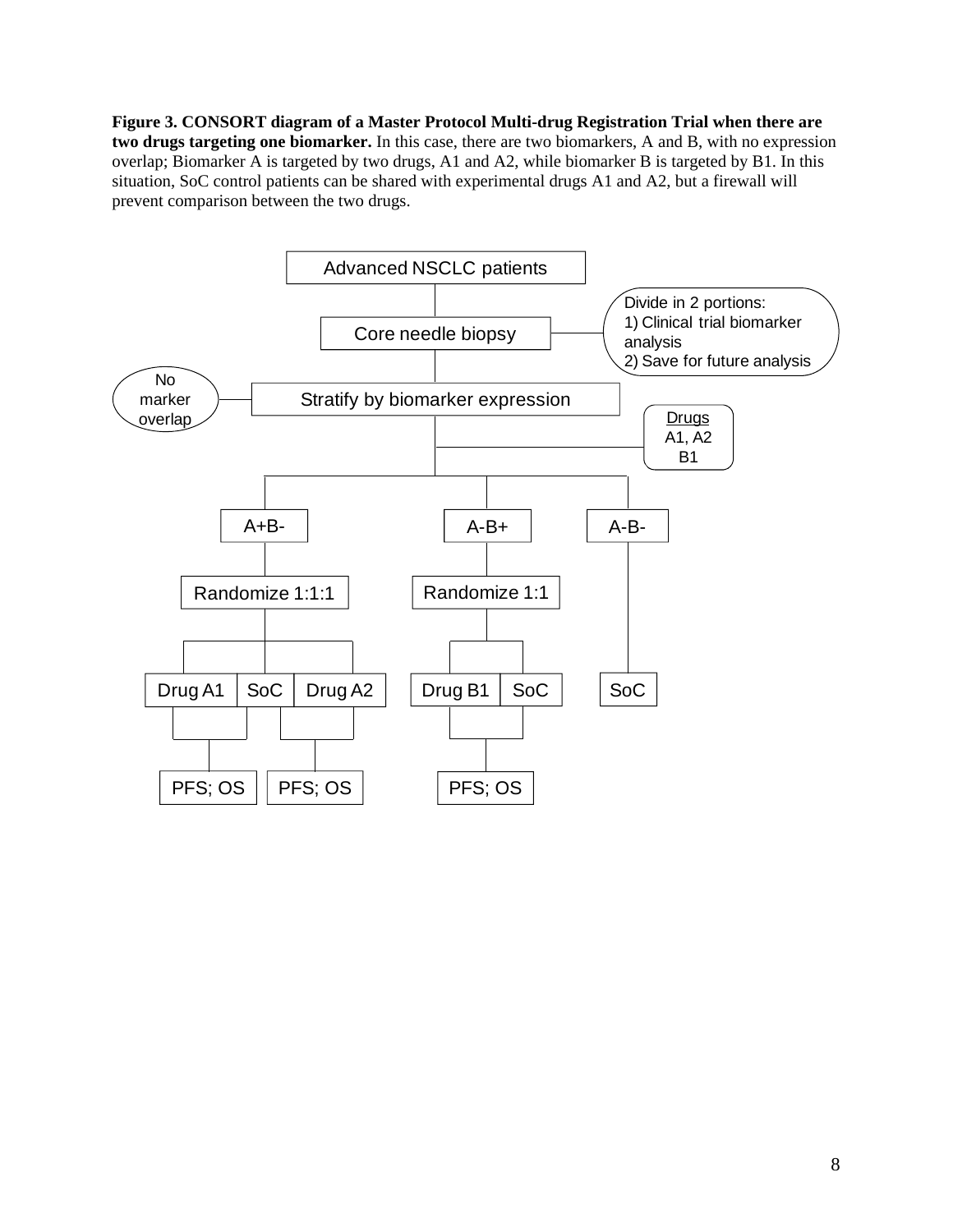**Figure 3. CONSORT diagram of a Master Protocol Multi-drug Registration Trial when there are two drugs targeting one biomarker.** In this case, there are two biomarkers, A and B, with no expression overlap; Biomarker A is targeted by two drugs, A1 and A2, while biomarker B is targeted by B1. In this situation, SoC control patients can be shared with experimental drugs A1 and A2, but a firewall will prevent comparison between the two drugs.

Advanced NSCLC patients

Core needle biopsy

Divide in 2 portions:
1) Clinical trial biomarker analysis
2) Save for future analysis

No marker overlap

Stratify by biomarker expression

Drugs A1, A2 B1

A+B-

A-B+

A-B-

Randomize 1:1:1

Randomize 1:1

Drug A1 | SoC | Drug A2

Drug B1 | SoC

SoC

PFS; OS

PFS; OS

PFS; OS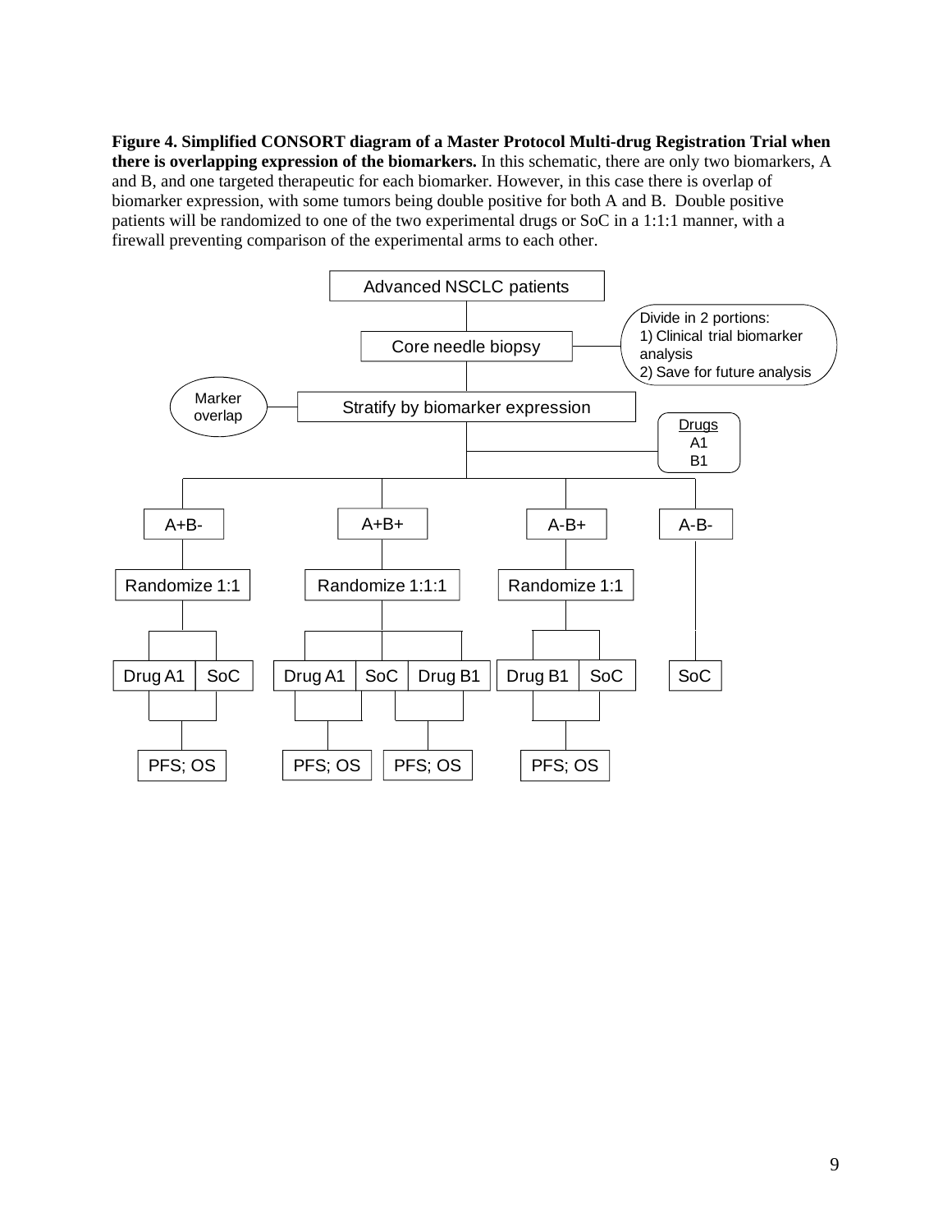**Figure 4. Simplified CONSORT diagram of a Master Protocol Multi-drug Registration Trial when there is overlapping expression of the biomarkers.** In this schematic, there are only two biomarkers, A and B, and one targeted therapeutic for each biomarker. However, in this case there is overlap of biomarker expression, with some tumors being double positive for both A and B. Double positive patients will be randomized to one of the two experimental drugs or SoC in a 1:1:1 manner, with a firewall preventing comparison of the experimental arms to each other.

Advanced NSCLC patients

Core needle biopsy

Divide in 2 portions:
1) Clinical trial biomarker analysis
2) Save for future analysis

Marker overlap

Stratify by biomarker expression

Drugs
A1
B1

A+B-

A+B+

A-B+

A-B-

Randomize 1:1

Randomize 1:1:1

Randomize 1:1

Drug A1 | SoC

Drug A1 | SoC | Drug B1

Drug B1 | SoC

SoC

PFS; OS

PFS; OS

PFS; OS

PFS; OS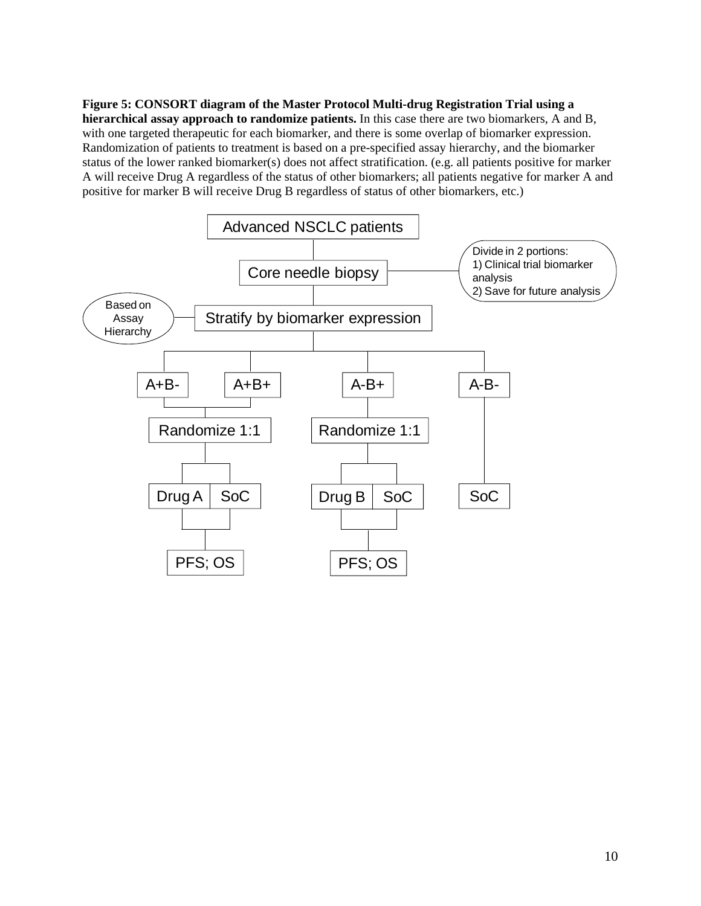**Figure 5: CONSORT diagram of the Master Protocol Multi-drug Registration Trial using a hierarchical assay approach to randomize patients.** In this case there are two biomarkers, A and B, with one targeted therapeutic for each biomarker, and there is some overlap of biomarker expression. Randomization of patients to treatment is based on a pre-specified assay hierarchy, and the biomarker status of the lower ranked biomarker(s) does not affect stratification. (e.g. all patients positive for marker A will receive Drug A regardless of the status of other biomarkers; all patients negative for marker A and positive for marker B will receive Drug B regardless of status of other biomarkers, etc.)

Advanced NSCLC patients

Core needle biopsy

Divide in 2 portions:
1) Clinical trial biomarker analysis
2) Save for future analysis

Based on Assay Hierarchy

Stratify by biomarker expression

A+B- | A+B+ | A-B+ | A-B-

Randomize 1:1 | Randomize 1:1

Drug A | SoC | Drug B | SoC | SoC

PFS; OS | PFS; OS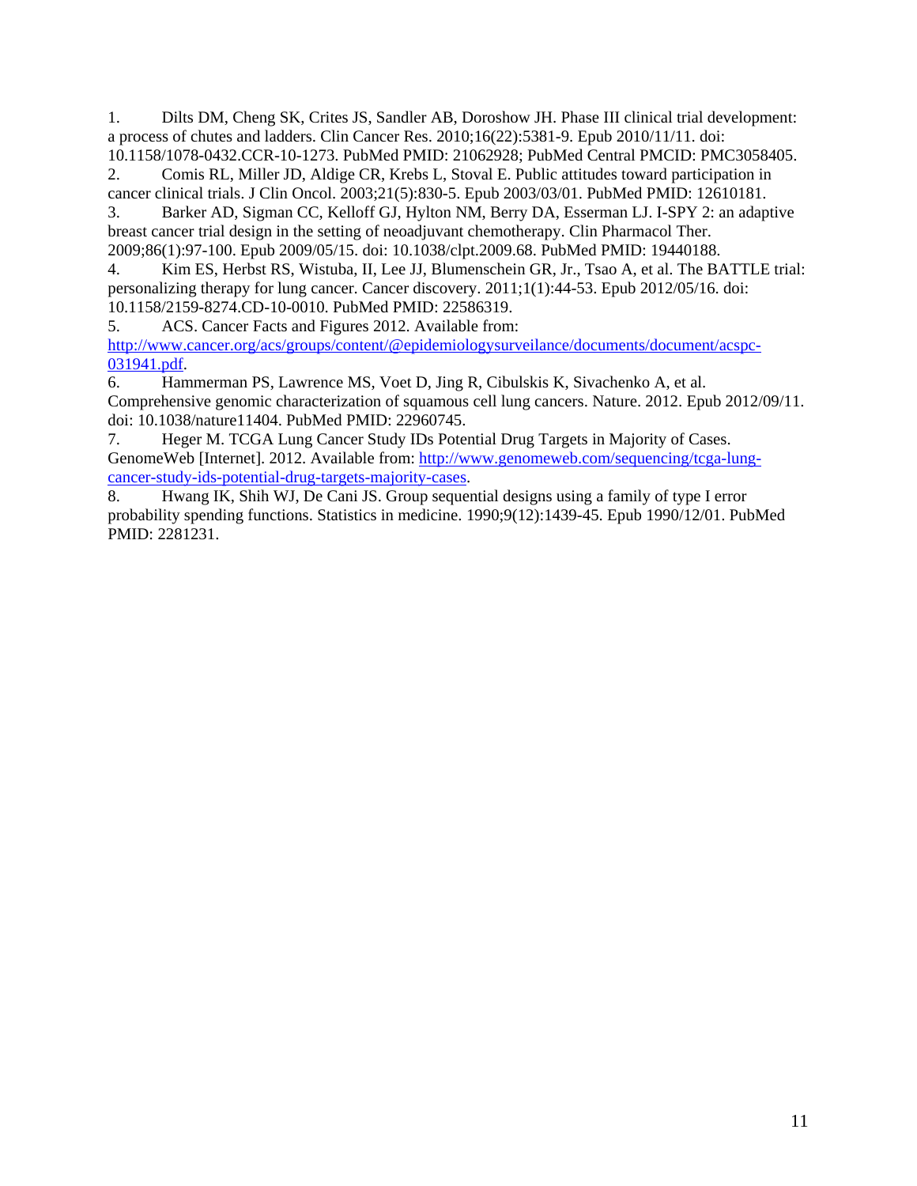1. Dilts DM, Cheng SK, Crites JS, Sandler AB, Doroshow JH. Phase III clinical trial development: a process of chutes and ladders. Clin Cancer Res. 2010;16(22):5381-9. Epub 2010/11/11. doi: 10.1158/1078-0432.CCR-10-1273. PubMed PMID: 21062928; PubMed Central PMCID: PMC3058405.
2. Comis RL, Miller JD, Aldige CR, Krebs L, Stoval E. Public attitudes toward participation in cancer clinical trials. J Clin Oncol. 2003;21(5):830-5. Epub 2003/03/01. PubMed PMID: 12610181.
3. Barker AD, Sigman CC, Kelloff GJ, Hylton NM, Berry DA, Esserman LJ. I-SPY 2: an adaptive breast cancer trial design in the setting of neoadjuvant chemotherapy. Clin Pharmacol Ther. 2009;86(1):97-100. Epub 2009/05/15. doi: 10.1038/clpt.2009.68. PubMed PMID: 19440188.
4. Kim ES, Herbst RS, Wistuba, II, Lee JJ, Blumenschein GR, Jr., Tsao A, et al. The BATTLE trial: personalizing therapy for lung cancer. Cancer discovery. 2011;1(1):44-53. Epub 2012/05/16. doi: 10.1158/2159-8274.CD-10-0010. PubMed PMID: 22586319.
5. ACS. Cancer Facts and Figures 2012. Available from: [http://www.cancer.org/acs/groups/content/@epidemiologysurveilance/documents/document/acspc-031941.pdf](http://www.cancer.org/acs/groups/content/@epidemiologysurveilance/documents/document/acspc-031941.pdf).
6. Hammerman PS, Lawrence MS, Voet D, Jing R, Cibulskis K, Sivachenko A, et al. Comprehensive genomic characterization of squamous cell lung cancers. Nature. 2012. Epub 2012/09/11. doi: 10.1038/nature11404. PubMed PMID: 22960745.
7. Heger M. TCGA Lung Cancer Study IDs Potential Drug Targets in Majority of Cases. GenomeWeb [Internet]. 2012. Available from: [http://www.genomeweb.com/sequencing/tcga-lung-cancer-study-ids-potential-drug-targets-majority-cases](http://www.genomeweb.com/sequencing/tcga-lung-cancer-study-ids-potential-drug-targets-majority-cases).
8. Hwang IK, Shih WJ, De Cani JS. Group sequential designs using a family of type I error probability spending functions. Statistics in medicine. 1990;9(12):1439-45. Epub 1990/12/01. PubMed PMID: 2281231.